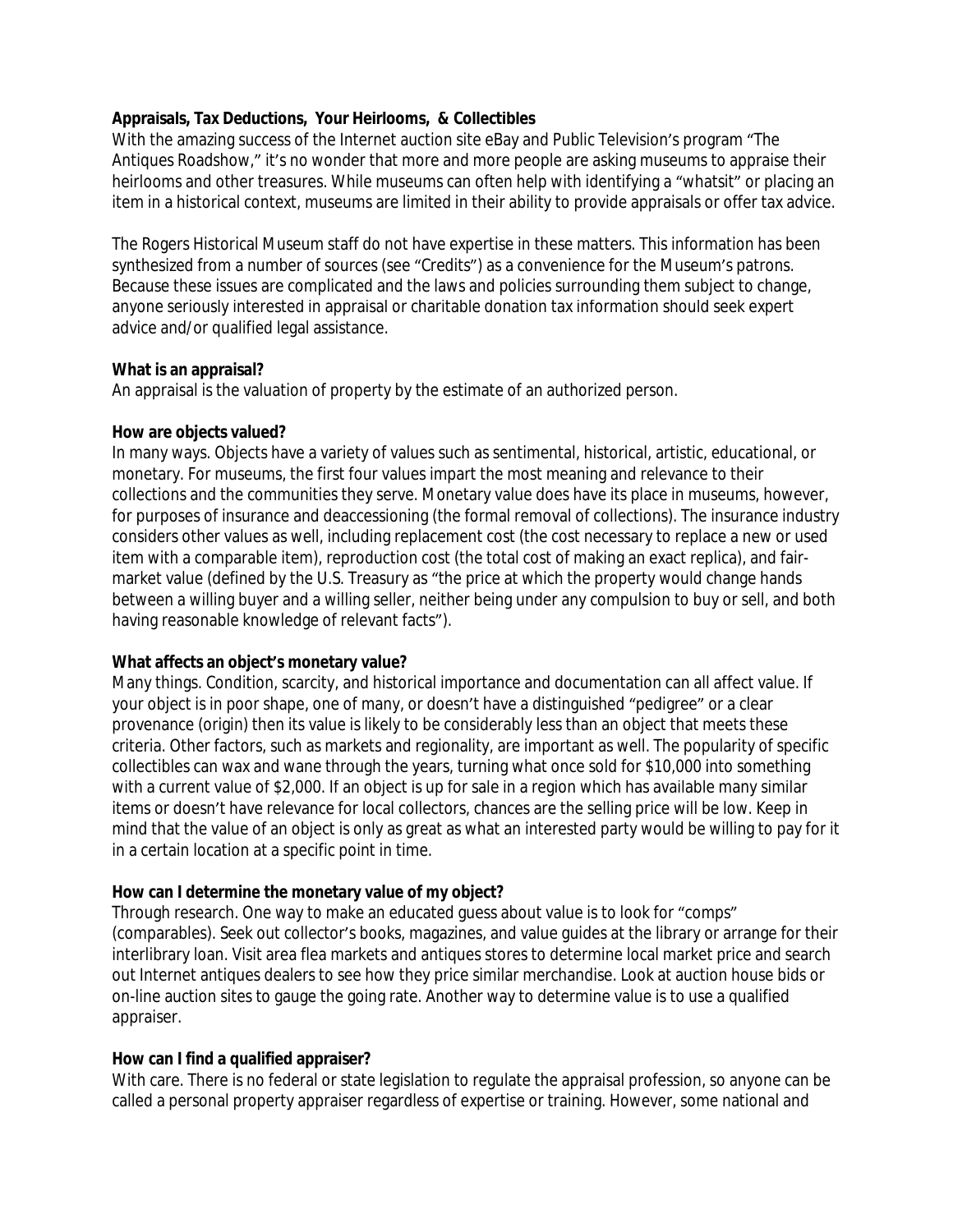**Appraisals, Tax Deductions, Your Heirlooms, & Collectibles**

With the amazing success of the Internet auction site eBay and Public Television's program "The Antiques Roadshow," it's no wonder that more and more people are asking museums to appraise their heirlooms and other treasures. While museums can often help with identifying a "whatsit" or placing an item in a historical context, museums are limited in their ability to provide appraisals or offer tax advice.

The Rogers Historical Museum staff do not have expertise in these matters. This information has been synthesized from a number of sources (see "Credits") as a convenience for the Museum's patrons. Because these issues are complicated and the laws and policies surrounding them subject to change, anyone seriously interested in appraisal or charitable donation tax information should seek expert advice and/or qualified legal assistance.

**What is an appraisal?**

An appraisal is the valuation of property by the estimate of an authorized person.

**How are objects valued?**

In many ways. Objects have a variety of values such as sentimental, historical, artistic, educational, or monetary. For museums, the first four values impart the most meaning and relevance to their collections and the communities they serve. Monetary value does have its place in museums, however, for purposes of insurance and deaccessioning (the formal removal of collections). The insurance industry considers other values as well, including replacement cost (the cost necessary to replace a new or used item with a comparable item), reproduction cost (the total cost of making an exact replica), and fair-market value (defined by the U.S. Treasury as "the price at which the property would change hands between a willing buyer and a willing seller, neither being under any compulsion to buy or sell, and both having reasonable knowledge of relevant facts").

**What affects an object's monetary value?**

Many things. Condition, scarcity, and historical importance and documentation can all affect value. If your object is in poor shape, one of many, or doesn't have a distinguished "pedigree" or a clear provenance (origin) then its value is likely to be considerably less than an object that meets these criteria. Other factors, such as markets and regionality, are important as well. The popularity of specific collectibles can wax and wane through the years, turning what once sold for $10,000 into something with a current value of $2,000. If an object is up for sale in a region which has available many similar items or doesn't have relevance for local collectors, chances are the selling price will be low. Keep in mind that the value of an object is only as great as what an interested party would be willing to pay for it in a certain location at a specific point in time.

**How can I determine the monetary value of my object?**

Through research. One way to make an educated guess about value is to look for "comps" (comparables). Seek out collector's books, magazines, and value guides at the library or arrange for their interlibrary loan. Visit area flea markets and antiques stores to determine local market price and search out Internet antiques dealers to see how they price similar merchandise. Look at auction house bids or on-line auction sites to gauge the going rate. Another way to determine value is to use a qualified appraiser.

**How can I find a qualified appraiser?**

With care. There is no federal or state legislation to regulate the appraisal profession, so anyone can be called a personal property appraiser regardless of expertise or training. However, some national and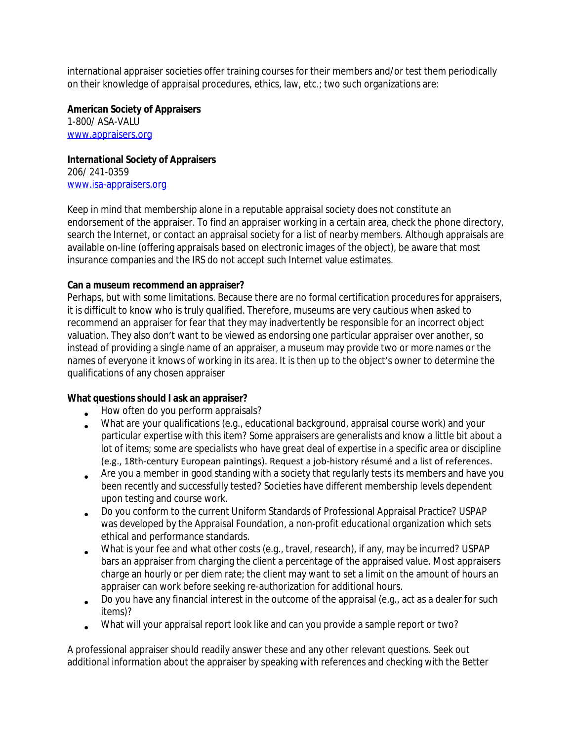international appraiser societies offer training courses for their members and/or test them periodically on their knowledge of appraisal procedures, ethics, law, etc.; two such organizations are:

**American Society of Appraisers**
1-800/ ASA-VALU
www.appraisers.org

**International Society of Appraisers**
206/ 241-0359
www.isa-appraisers.org

Keep in mind that membership alone in a reputable appraisal society does not constitute an endorsement of the appraiser. To find an appraiser working in a certain area, check the phone directory, search the Internet, or contact an appraisal society for a list of nearby members. Although appraisals are available on-line (offering appraisals based on electronic images of the object), be aware that most insurance companies and the IRS do not accept such Internet value estimates.

**Can a museum recommend an appraiser?**
Perhaps, but with some limitations. Because there are no formal certification procedures for appraisers, it is difficult to know who is truly qualified. Therefore, museums are very cautious when asked to recommend an appraiser for fear that they may inadvertently be responsible for an incorrect object valuation. They also don't want to be viewed as endorsing one particular appraiser over another, so instead of providing a single name of an appraiser, a museum may provide two or more names or the names of everyone it knows of working in its area. It is then up to the object's owner to determine the qualifications of any chosen appraiser

**What questions should I ask an appraiser?**

- How often do you perform appraisals?
- What are your qualifications (e.g., educational background, appraisal course work) and your particular expertise with this item? Some appraisers are generalists and know a little bit about a lot of items; some are specialists who have great deal of expertise in a specific area or discipline (e.g., 18th-century European paintings). Request a job-history résumé and a list of references.
- Are you a member in good standing with a society that regularly tests its members and have you been recently and successfully tested? Societies have different membership levels dependent upon testing and course work.
- Do you conform to the current Uniform Standards of Professional Appraisal Practice? USPAP was developed by the Appraisal Foundation, a non-profit educational organization which sets ethical and performance standards.
- What is your fee and what other costs (e.g., travel, research), if any, may be incurred? USPAP bars an appraiser from charging the client a percentage of the appraised value. Most appraisers charge an hourly or per diem rate; the client may want to set a limit on the amount of hours an appraiser can work before seeking re-authorization for additional hours.
- Do you have any financial interest in the outcome of the appraisal (e.g., act as a dealer for such items)?
- What will your appraisal report look like and can you provide a sample report or two?

A professional appraiser should readily answer these and any other relevant questions. Seek out additional information about the appraiser by speaking with references and checking with the Better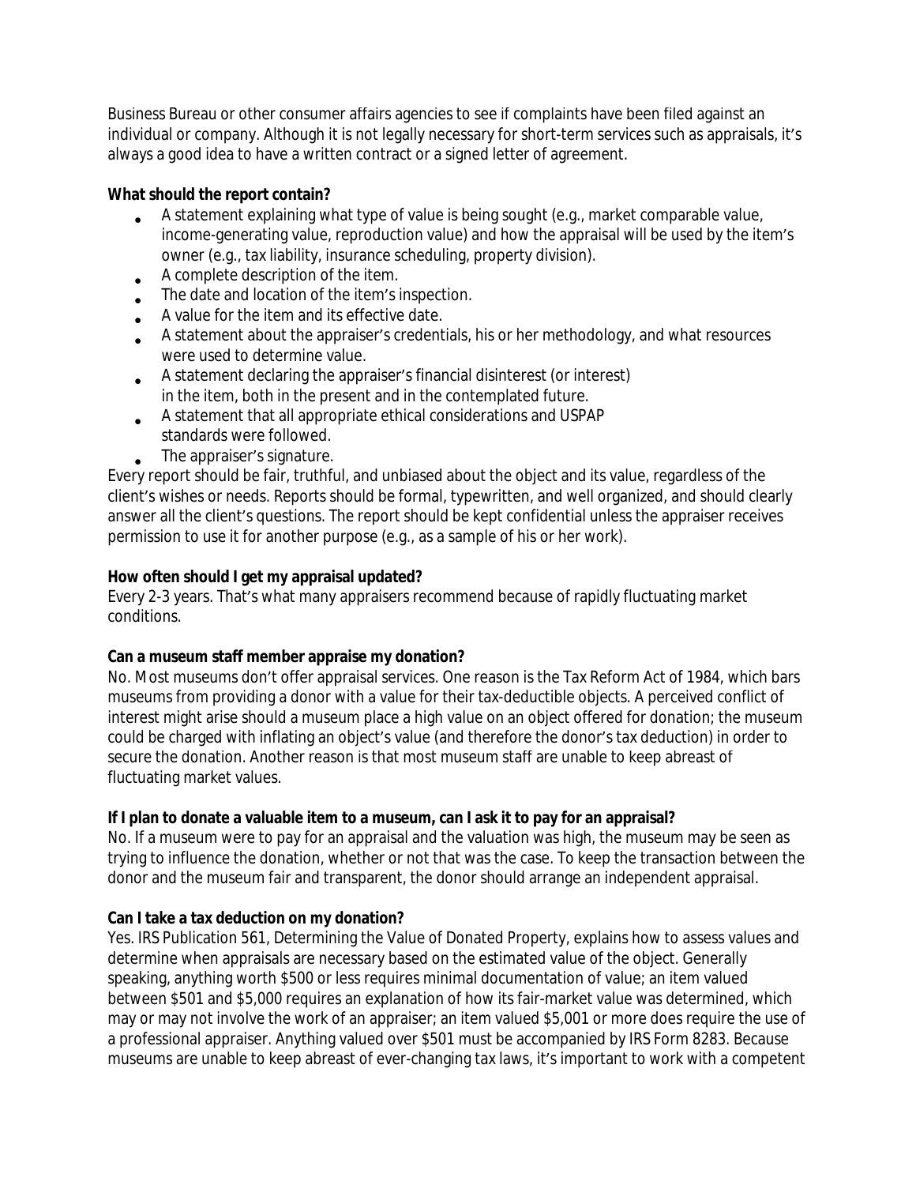Business Bureau or other consumer affairs agencies to see if complaints have been filed against an individual or company. Although it is not legally necessary for short-term services such as appraisals, it's always a good idea to have a written contract or a signed letter of agreement.

**What should the report contain?**

- A statement explaining what type of value is being sought (e.g., market comparable value, income-generating value, reproduction value) and how the appraisal will be used by the item's owner (e.g., tax liability, insurance scheduling, property division).
- A complete description of the item.
- The date and location of the item's inspection.
- A value for the item and its effective date.
- A statement about the appraiser's credentials, his or her methodology, and what resources were used to determine value.
- A statement declaring the appraiser's financial disinterest (or interest) in the item, both in the present and in the contemplated future.
- A statement that all appropriate ethical considerations and USPAP standards were followed.
- The appraiser's signature.

Every report should be fair, truthful, and unbiased about the object and its value, regardless of the client's wishes or needs. Reports should be formal, typewritten, and well organized, and should clearly answer all the client's questions. The report should be kept confidential unless the appraiser receives permission to use it for another purpose (e.g., as a sample of his or her work).

**How often should I get my appraisal updated?**

Every 2-3 years. That's what many appraisers recommend because of rapidly fluctuating market conditions.

**Can a museum staff member appraise my donation?**

No. Most museums don't offer appraisal services. One reason is the Tax Reform Act of 1984, which bars museums from providing a donor with a value for their tax-deductible objects. A perceived conflict of interest might arise should a museum place a high value on an object offered for donation; the museum could be charged with inflating an object's value (and therefore the donor's tax deduction) in order to secure the donation. Another reason is that most museum staff are unable to keep abreast of fluctuating market values.

**If I plan to donate a valuable item to a museum, can I ask it to pay for an appraisal?**

No. If a museum were to pay for an appraisal and the valuation was high, the museum may be seen as trying to influence the donation, whether or not that was the case. To keep the transaction between the donor and the museum fair and transparent, the donor should arrange an independent appraisal.

**Can I take a tax deduction on my donation?**

Yes. IRS Publication 561, Determining the Value of Donated Property, explains how to assess values and determine when appraisals are necessary based on the estimated value of the object. Generally speaking, anything worth $500 or less requires minimal documentation of value; an item valued between $501 and $5,000 requires an explanation of how its fair-market value was determined, which may or may not involve the work of an appraiser; an item valued $5,001 or more does require the use of a professional appraiser. Anything valued over $501 must be accompanied by IRS Form 8283. Because museums are unable to keep abreast of ever-changing tax laws, it's important to work with a competent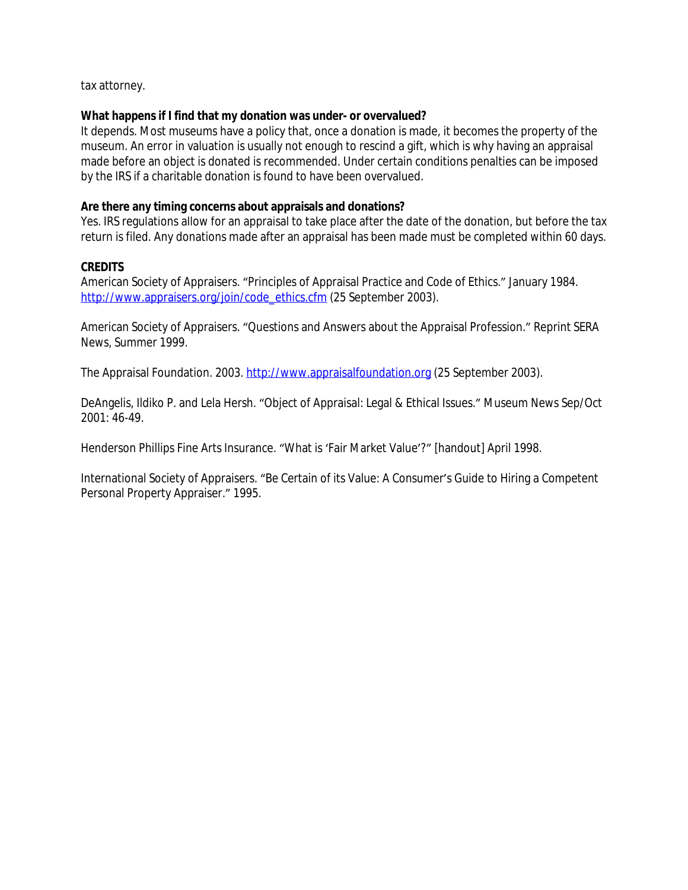tax attorney.

**What happens if I find that my donation was under- or overvalued?**
It depends. Most museums have a policy that, once a donation is made, it becomes the property of the museum. An error in valuation is usually not enough to rescind a gift, which is why having an appraisal made before an object is donated is recommended. Under certain conditions penalties can be imposed by the IRS if a charitable donation is found to have been overvalued.

**Are there any timing concerns about appraisals and donations?**
Yes. IRS regulations allow for an appraisal to take place after the date of the donation, but before the tax return is filed. Any donations made after an appraisal has been made must be completed within 60 days.

**CREDITS**
American Society of Appraisers. "Principles of Appraisal Practice and Code of Ethics." January 1984. [http://www.appraisers.org/join/code_ethics.cfm](http://www.appraisers.org/join/code_ethics.cfm) (25 September 2003).

American Society of Appraisers. "Questions and Answers about the Appraisal Profession." Reprint SERA News, Summer 1999.

The Appraisal Foundation. 2003. [http://www.appraisalfoundation.org](http://www.appraisalfoundation.org) (25 September 2003).

DeAngelis, Ildiko P. and Lela Hersh. "Object of Appraisal: Legal & Ethical Issues." Museum News Sep/Oct 2001: 46-49.

Henderson Phillips Fine Arts Insurance. "What is 'Fair Market Value'?" [handout] April 1998.

International Society of Appraisers. "Be Certain of its Value: A Consumer's Guide to Hiring a Competent Personal Property Appraiser." 1995.